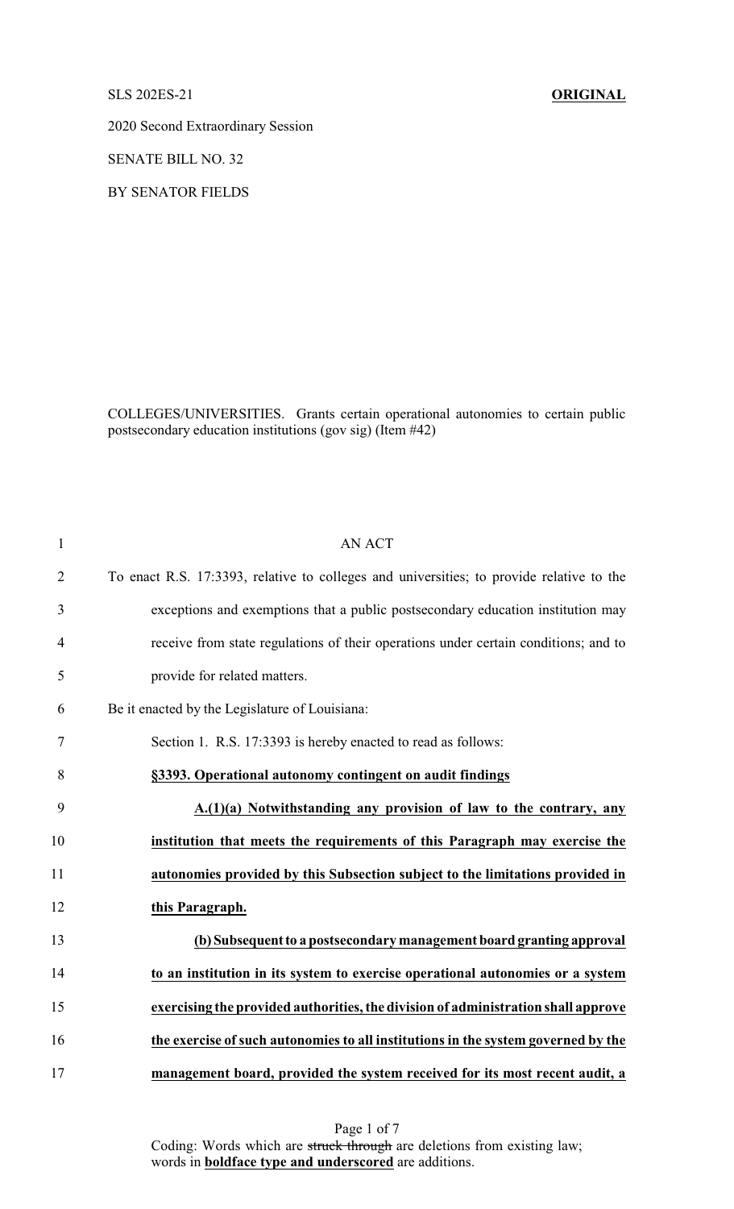SLS 202ES-21 **ORIGINAL**

2020 Second Extraordinary Session

SENATE BILL NO. 32

BY SENATOR FIELDS

COLLEGES/UNIVERSITIES. Grants certain operational autonomies to certain public postsecondary education institutions (gov sig) (Item #42)

AN ACT

To enact R.S. 17:3393, relative to colleges and universities; to provide relative to the exceptions and exemptions that a public postsecondary education institution may receive from state regulations of their operations under certain conditions; and to provide for related matters.

Be it enacted by the Legislature of Louisiana:

Section 1. R.S. 17:3393 is hereby enacted to read as follows:

**§3393. Operational autonomy contingent on audit findings**

**A.(1)(a) Notwithstanding any provision of law to the contrary, any institution that meets the requirements of this Paragraph may exercise the autonomies provided by this Subsection subject to the limitations provided in this Paragraph.**

**(b) Subsequent to a postsecondary management board granting approval to an institution in its system to exercise operational autonomies or a system exercising the provided authorities, the division of administration shall approve the exercise of such autonomies to all institutions in the system governed by the management board, provided the system received for its most recent audit, a**

Coding: Words which are ~~struck through~~ are deletions from existing law; words in **boldface type and underscored** are additions.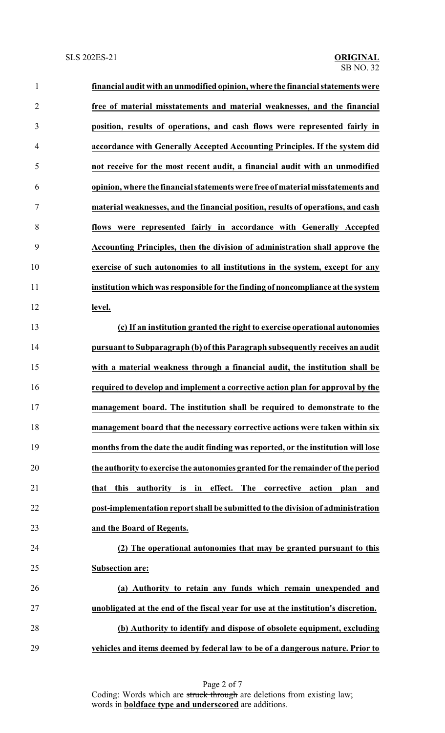**financial audit with an unmodified opinion, where the financial statements were free of material misstatements and material weaknesses, and the financial position, results of operations, and cash flows were represented fairly in accordance with Generally Accepted Accounting Principles. If the system did not receive for the most recent audit, a financial audit with an unmodified opinion, where the financial statements were free of material misstatements and material weaknesses, and the financial position, results of operations, and cash flows were represented fairly in accordance with Generally Accepted Accounting Principles, then the division of administration shall approve the exercise of such autonomies to all institutions in the system, except for any institution which was responsible for the finding of noncompliance at the system level.**

**(c) If an institution granted the right to exercise operational autonomies pursuant to Subparagraph (b) of this Paragraph subsequently receives an audit with a material weakness through a financial audit, the institution shall be required to develop and implement a corrective action plan for approval by the management board. The institution shall be required to demonstrate to the management board that the necessary corrective actions were taken within six months from the date the audit finding was reported, or the institution will lose the authority to exercise the autonomies granted for the remainder of the period that this authority is in effect. The corrective action plan and post-implementation report shall be submitted to the division of administration and the Board of Regents.**

**(2) The operational autonomies that may be granted pursuant to this Subsection are:**

**(a) Authority to retain any funds which remain unexpended and unobligated at the end of the fiscal year for use at the institution's discretion.**

**(b) Authority to identify and dispose of obsolete equipment, excluding vehicles and items deemed by federal law to be of a dangerous nature. Prior to**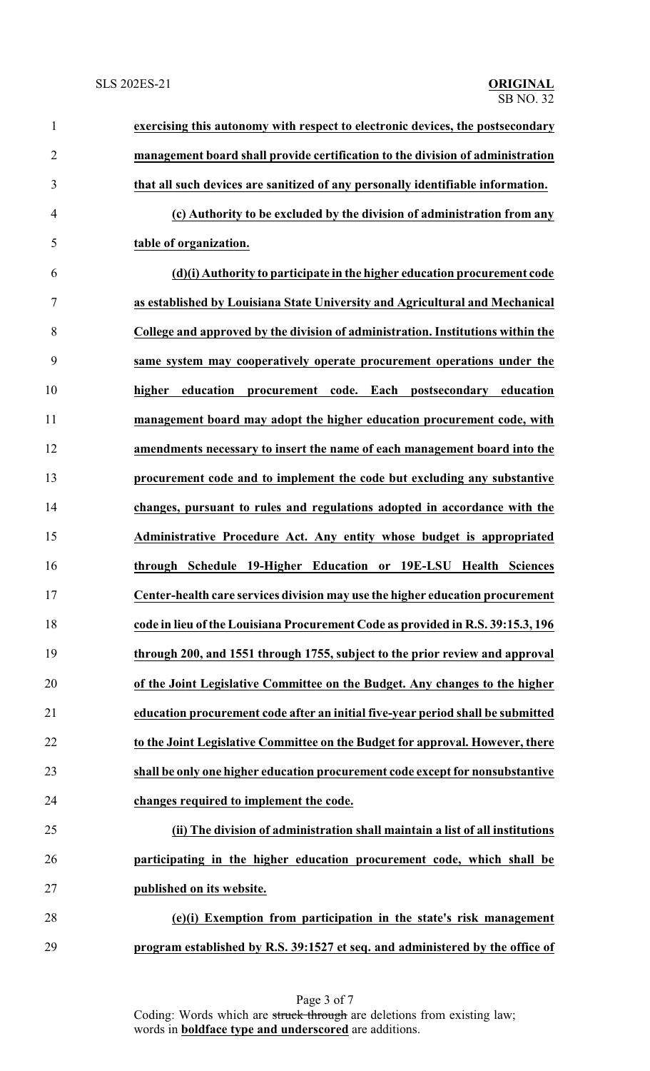**exercising this autonomy with respect to electronic devices, the postsecondary management board shall provide certification to the division of administration that all such devices are sanitized of any personally identifiable information.**

**(c) Authority to be excluded by the division of administration from any table of organization.**

**(d)(i) Authority to participate in the higher education procurement code as established by Louisiana State University and Agricultural and Mechanical College and approved by the division of administration. Institutions within the same system may cooperatively operate procurement operations under the higher education procurement code. Each postsecondary education management board may adopt the higher education procurement code, with amendments necessary to insert the name of each management board into the procurement code and to implement the code but excluding any substantive changes, pursuant to rules and regulations adopted in accordance with the Administrative Procedure Act. Any entity whose budget is appropriated through Schedule 19-Higher Education or 19E-LSU Health Sciences Center-health care services division may use the higher education procurement code in lieu of the Louisiana Procurement Code as provided in R.S. 39:15.3, 196 through 200, and 1551 through 1755, subject to the prior review and approval of the Joint Legislative Committee on the Budget. Any changes to the higher education procurement code after an initial five-year period shall be submitted to the Joint Legislative Committee on the Budget for approval. However, there shall be only one higher education procurement code except for nonsubstantive changes required to implement the code.**

**(ii) The division of administration shall maintain a list of all institutions participating in the higher education procurement code, which shall be published on its website.**

**(e)(i) Exemption from participation in the state's risk management program established by R.S. 39:1527 et seq. and administered by the office of**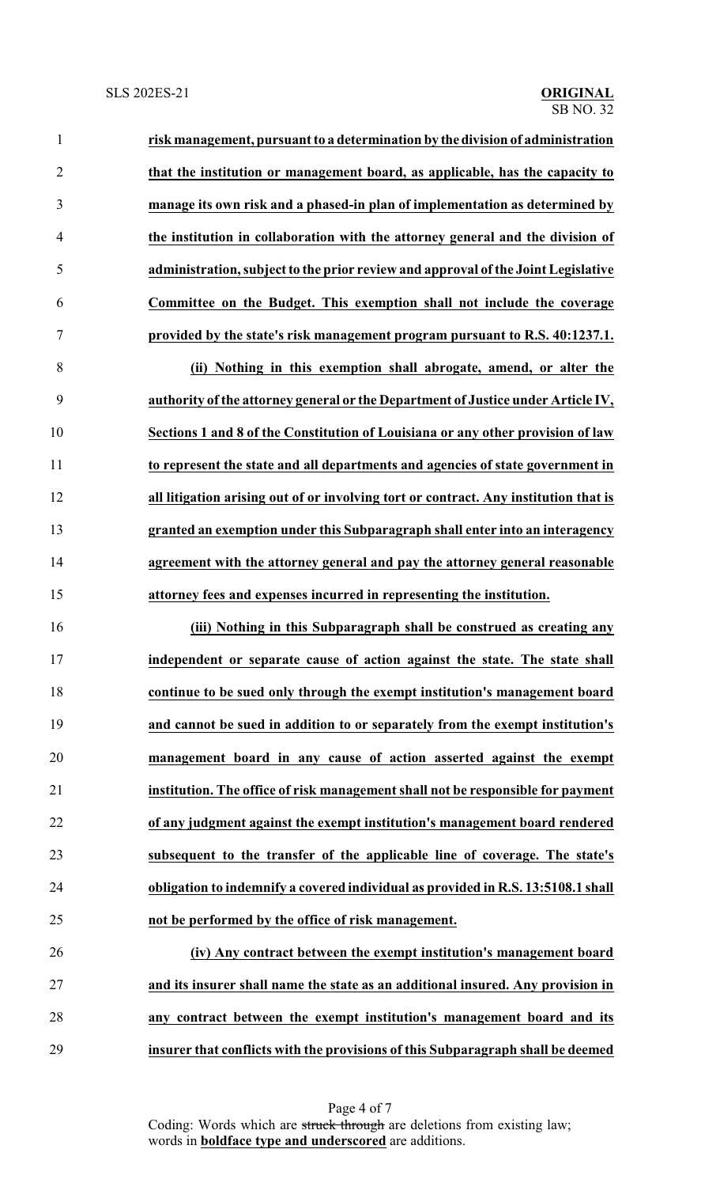**risk management, pursuant to a determination by the division of administration that the institution or management board, as applicable, has the capacity to manage its own risk and a phased-in plan of implementation as determined by the institution in collaboration with the attorney general and the division of administration, subject to the prior review and approval of the Joint Legislative Committee on the Budget. This exemption shall not include the coverage provided by the state's risk management program pursuant to R.S. 40:1237.1.**

**(ii) Nothing in this exemption shall abrogate, amend, or alter the authority of the attorney general or the Department of Justice under Article IV, Sections 1 and 8 of the Constitution of Louisiana or any other provision of law to represent the state and all departments and agencies of state government in all litigation arising out of or involving tort or contract. Any institution that is granted an exemption under this Subparagraph shall enter into an interagency agreement with the attorney general and pay the attorney general reasonable attorney fees and expenses incurred in representing the institution.**

**(iii) Nothing in this Subparagraph shall be construed as creating any independent or separate cause of action against the state. The state shall continue to be sued only through the exempt institution's management board and cannot be sued in addition to or separately from the exempt institution's management board in any cause of action asserted against the exempt institution. The office of risk management shall not be responsible for payment of any judgment against the exempt institution's management board rendered subsequent to the transfer of the applicable line of coverage. The state's obligation to indemnify a covered individual as provided in R.S. 13:5108.1 shall not be performed by the office of risk management.**

**(iv) Any contract between the exempt institution's management board and its insurer shall name the state as an additional insured. Any provision in any contract between the exempt institution's management board and its insurer that conflicts with the provisions of this Subparagraph shall be deemed**

Coding: Words which are ~~struck through~~ are deletions from existing law; words in **boldface type and underscored** are additions.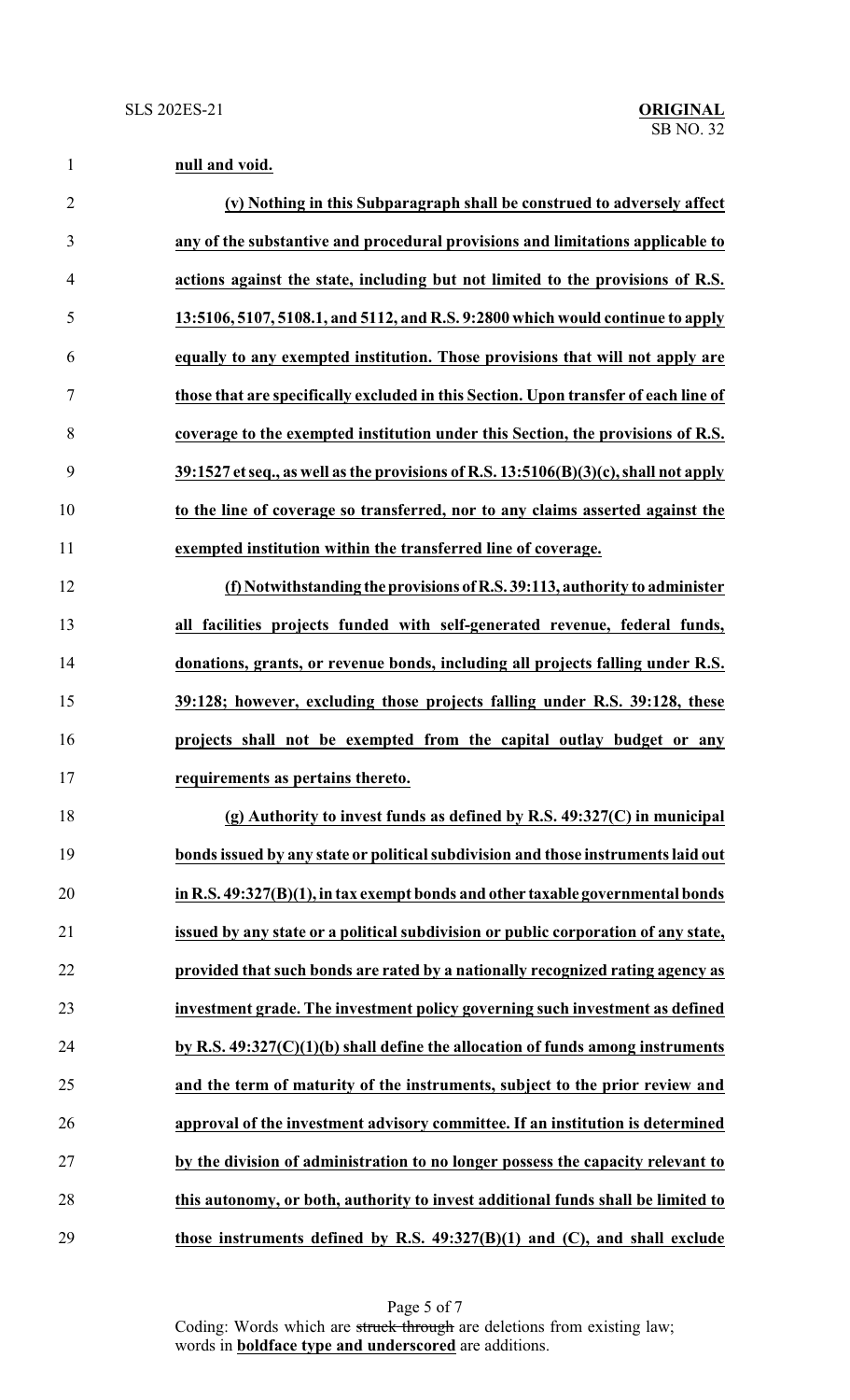**null and void.**

**(v) Nothing in this Subparagraph shall be construed to adversely affect any of the substantive and procedural provisions and limitations applicable to actions against the state, including but not limited to the provisions of R.S. 13:5106, 5107, 5108.1, and 5112, and R.S. 9:2800 which would continue to apply equally to any exempted institution. Those provisions that will not apply are those that are specifically excluded in this Section. Upon transfer of each line of coverage to the exempted institution under this Section, the provisions of R.S. 39:1527 et seq., as well as the provisions of R.S. 13:5106(B)(3)(c), shall not apply to the line of coverage so transferred, nor to any claims asserted against the exempted institution within the transferred line of coverage.**

**(f) Notwithstanding the provisions of R.S. 39:113, authority to administer all facilities projects funded with self-generated revenue, federal funds, donations, grants, or revenue bonds, including all projects falling under R.S. 39:128; however, excluding those projects falling under R.S. 39:128, these projects shall not be exempted from the capital outlay budget or any requirements as pertains thereto.**

**(g) Authority to invest funds as defined by R.S. 49:327(C) in municipal bonds issued by any state or political subdivision and those instruments laid out in R.S. 49:327(B)(1), in tax exempt bonds and other taxable governmental bonds issued by any state or a political subdivision or public corporation of any state, provided that such bonds are rated by a nationally recognized rating agency as investment grade. The investment policy governing such investment as defined by R.S. 49:327(C)(1)(b) shall define the allocation of funds among instruments and the term of maturity of the instruments, subject to the prior review and approval of the investment advisory committee. If an institution is determined by the division of administration to no longer possess the capacity relevant to this autonomy, or both, authority to invest additional funds shall be limited to those instruments defined by R.S. 49:327(B)(1) and (C), and shall exclude**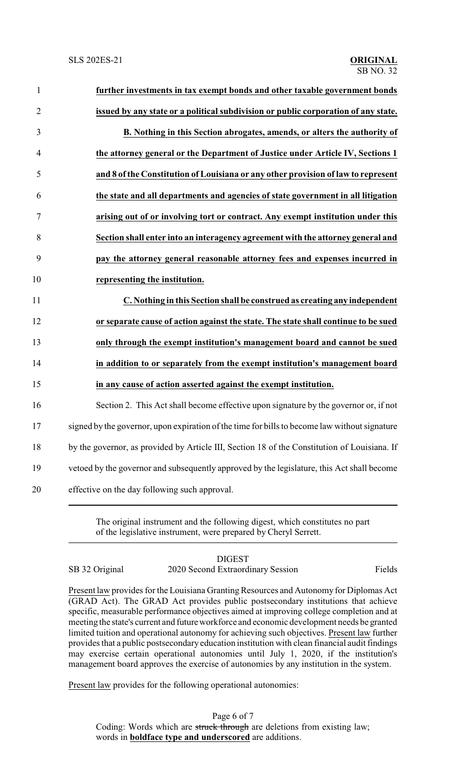**further investments in tax exempt bonds and other taxable government bonds issued by any state or a political subdivision or public corporation of any state.**

**B. Nothing in this Section abrogates, amends, or alters the authority of the attorney general or the Department of Justice under Article IV, Sections 1 and 8 of the Constitution of Louisiana or any other provision of law to represent the state and all departments and agencies of state government in all litigation arising out of or involving tort or contract. Any exempt institution under this Section shall enter into an interagency agreement with the attorney general and pay the attorney general reasonable attorney fees and expenses incurred in representing the institution.**

**C. Nothing in this Section shall be construed as creating any independent or separate cause of action against the state. The state shall continue to be sued only through the exempt institution's management board and cannot be sued in addition to or separately from the exempt institution's management board in any cause of action asserted against the exempt institution.**

Section 2. This Act shall become effective upon signature by the governor or, if not signed by the governor, upon expiration of the time for bills to become law without signature by the governor, as provided by Article III, Section 18 of the Constitution of Louisiana. If vetoed by the governor and subsequently approved by the legislature, this Act shall become effective on the day following such approval.

---

The original instrument and the following digest, which constitutes no part of the legislative instrument, were prepared by Cheryl Serrett.

---

DIGEST

SB 32 Original — 2020 Second Extraordinary Session — Fields

Present law provides for the Louisiana Granting Resources and Autonomy for Diplomas Act (GRAD Act). The GRAD Act provides public postsecondary institutions that achieve specific, measurable performance objectives aimed at improving college completion and at meeting the state's current and future workforce and economic development needs be granted limited tuition and operational autonomy for achieving such objectives. Present law further provides that a public postsecondary education institution with clean financial audit findings may exercise certain operational autonomies until July 1, 2020, if the institution's management board approves the exercise of autonomies by any institution in the system.

Present law provides for the following operational autonomies: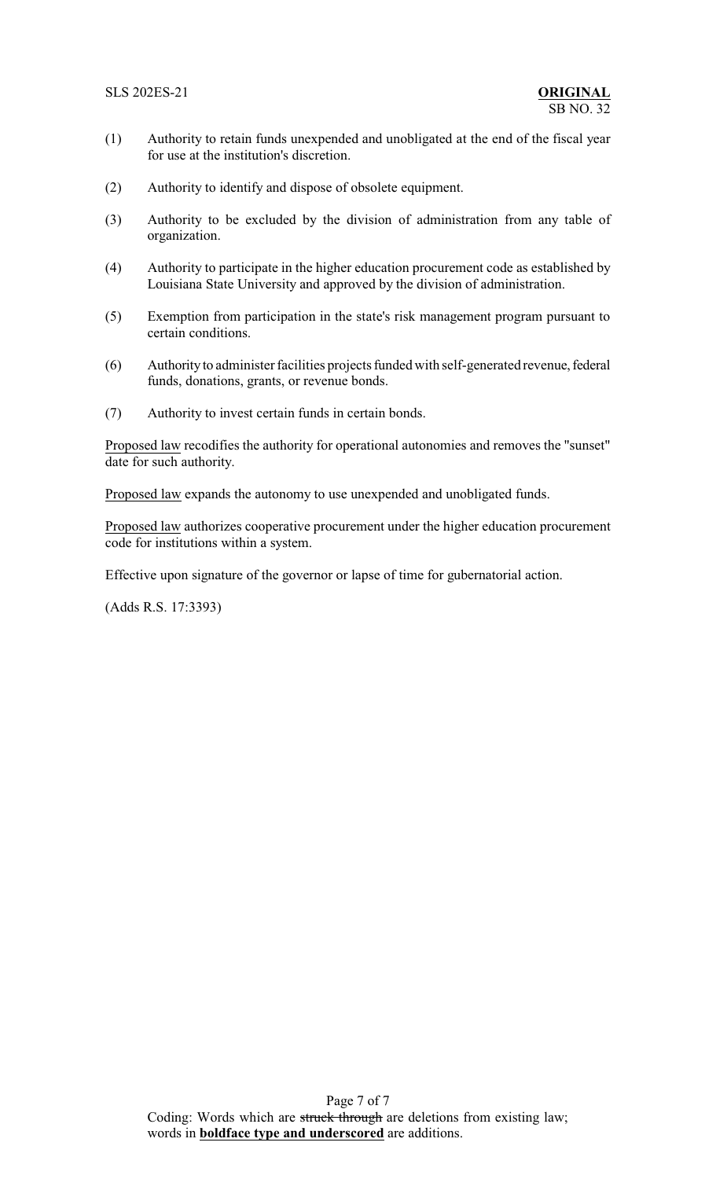(1) Authority to retain funds unexpended and unobligated at the end of the fiscal year for use at the institution's discretion.

(2) Authority to identify and dispose of obsolete equipment.

(3) Authority to be excluded by the division of administration from any table of organization.

(4) Authority to participate in the higher education procurement code as established by Louisiana State University and approved by the division of administration.

(5) Exemption from participation in the state's risk management program pursuant to certain conditions.

(6) Authority to administer facilities projects funded with self-generated revenue, federal funds, donations, grants, or revenue bonds.

(7) Authority to invest certain funds in certain bonds.

Proposed law recodifies the authority for operational autonomies and removes the "sunset" date for such authority.

Proposed law expands the autonomy to use unexpended and unobligated funds.

Proposed law authorizes cooperative procurement under the higher education procurement code for institutions within a system.

Effective upon signature of the governor or lapse of time for gubernatorial action.

(Adds R.S. 17:3393)

Coding: Words which are ~~struck through~~ are deletions from existing law; words in **boldface type and underscored** are additions.